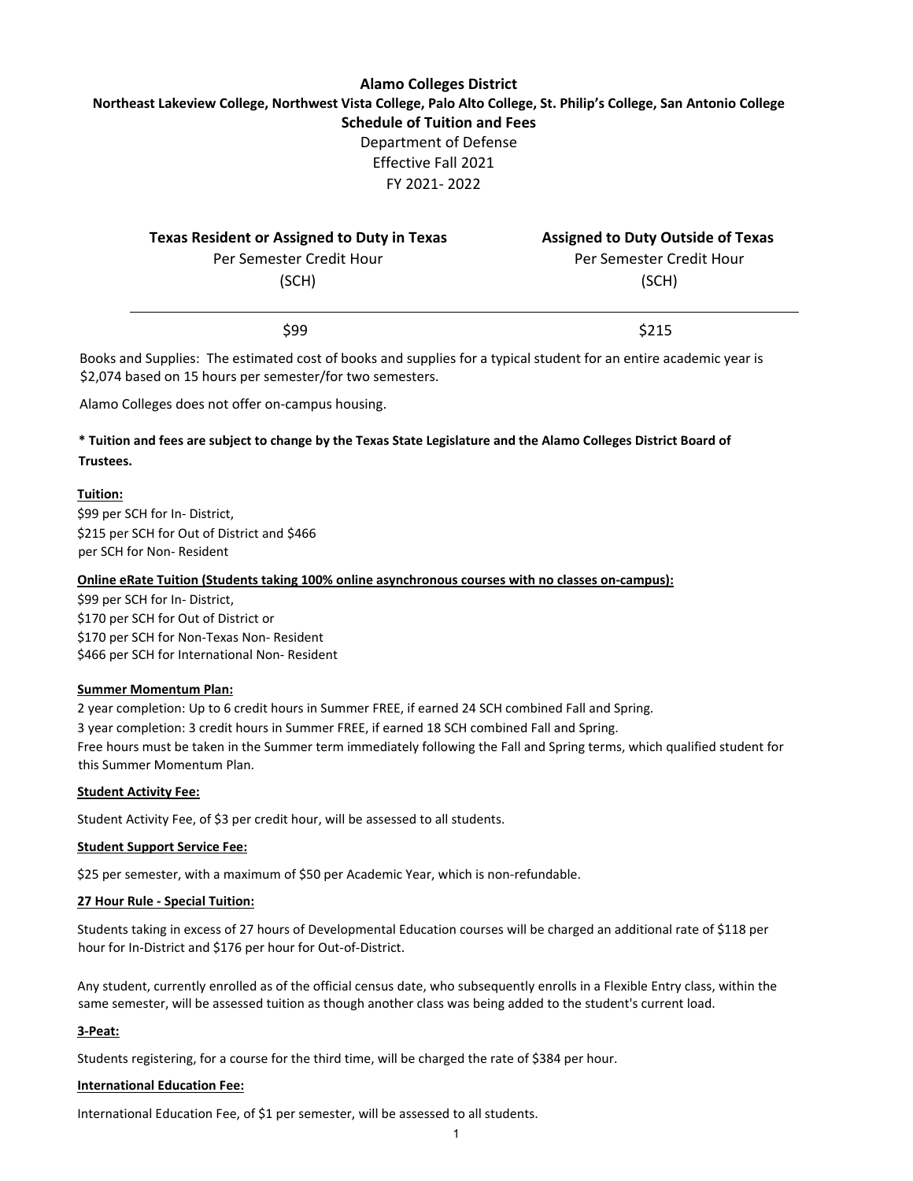# Alamo Colleges District

**Northeast Lakeview College, Northwest Vista College, Palo Alto College, St. Philip's College, San Antonio College**

**Schedule of Tuition and Fees**

Department of Defense

Effective Fall 2021

FY 2021- 2022

| **Texas Resident or Assigned to Duty in Texas**<br>Per Semester Credit Hour<br>(SCH) | **Assigned to Duty Outside of Texas**<br>Per Semester Credit Hour<br>(SCH) |
|---|---|
| \$99 | \$215 |

Books and Supplies: The estimated cost of books and supplies for a typical student for an entire academic year is \$2,074 based on 15 hours per semester/for two semesters.

Alamo Colleges does not offer on-campus housing.

**\* Tuition and fees are subject to change by the Texas State Legislature and the Alamo Colleges District Board of Trustees.**

**Tuition:**

\$99 per SCH for In- District,
\$215 per SCH for Out of District and \$466 per SCH for Non- Resident

**Online eRate Tuition (Students taking 100% online asynchronous courses with no classes on-campus):**

\$99 per SCH for In- District,
\$170 per SCH for Out of District or
\$170 per SCH for Non-Texas Non- Resident
\$466 per SCH for International Non- Resident

**Summer Momentum Plan:**

2 year completion: Up to 6 credit hours in Summer FREE, if earned 24 SCH combined Fall and Spring.
3 year completion: 3 credit hours in Summer FREE, if earned 18 SCH combined Fall and Spring.
Free hours must be taken in the Summer term immediately following the Fall and Spring terms, which qualified student for this Summer Momentum Plan.

**Student Activity Fee:**

Student Activity Fee, of \$3 per credit hour, will be assessed to all students.

**Student Support Service Fee:**

\$25 per semester, with a maximum of \$50 per Academic Year, which is non-refundable.

**27 Hour Rule - Special Tuition:**

Students taking in excess of 27 hours of Developmental Education courses will be charged an additional rate of \$118 per hour for In-District and \$176 per hour for Out-of-District.

Any student, currently enrolled as of the official census date, who subsequently enrolls in a Flexible Entry class, within the same semester, will be assessed tuition as though another class was being added to the student's current load.

**3-Peat:**

Students registering, for a course for the third time, will be charged the rate of \$384 per hour.

**International Education Fee:**

International Education Fee, of \$1 per semester, will be assessed to all students.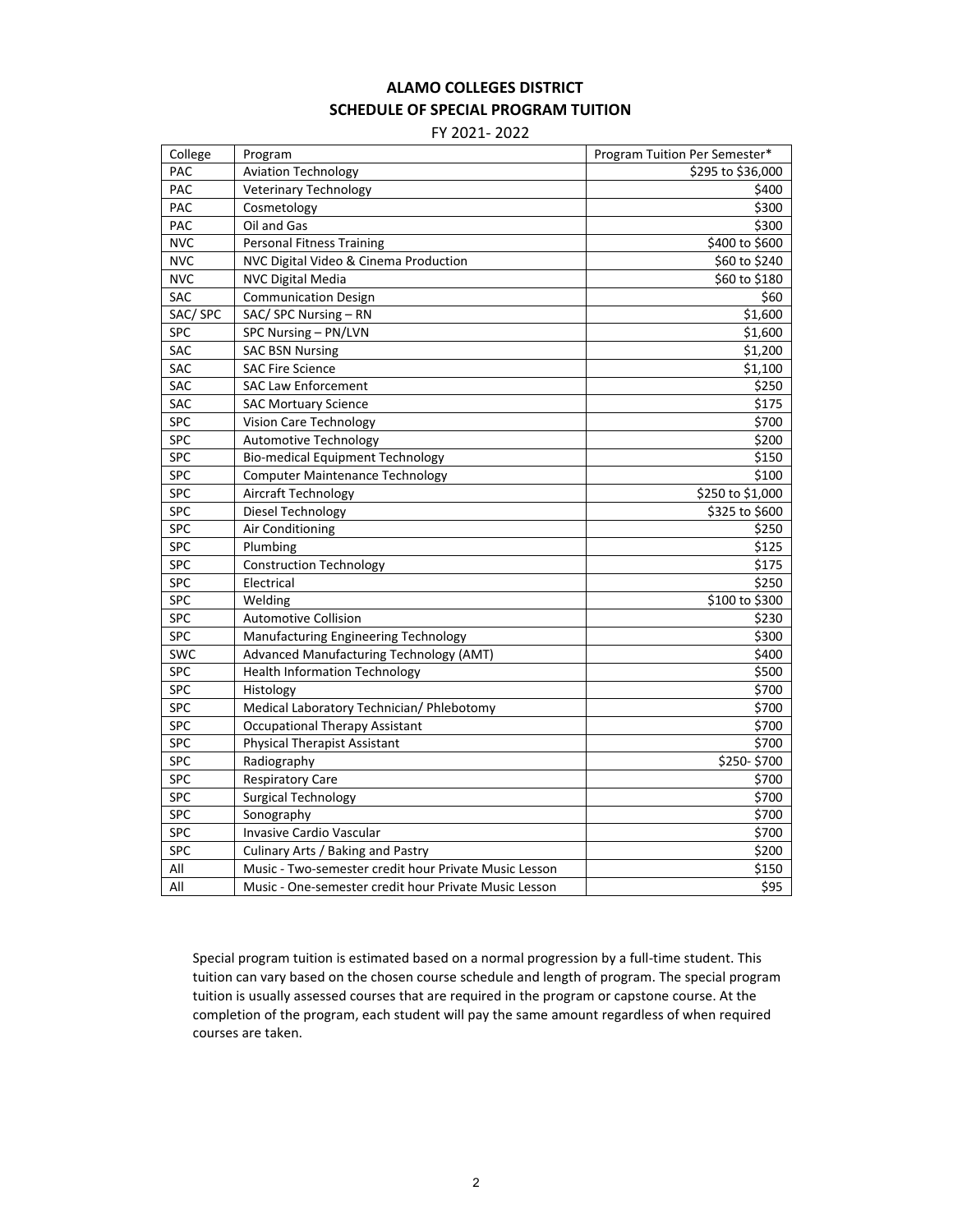**ALAMO COLLEGES DISTRICT**

**SCHEDULE OF SPECIAL PROGRAM TUITION**

FY 2021- 2022

| College | Program | Program Tuition Per Semester* |
|---|---|---|
| PAC | Aviation Technology | $295 to $36,000 |
| PAC | Veterinary Technology | $400 |
| PAC | Cosmetology | $300 |
| PAC | Oil and Gas | $300 |
| NVC | Personal Fitness Training | $400 to $600 |
| NVC | NVC Digital Video & Cinema Production | $60 to $240 |
| NVC | NVC Digital Media | $60 to $180 |
| SAC | Communication Design | $60 |
| SAC/ SPC | SAC/ SPC Nursing – RN | $1,600 |
| SPC | SPC Nursing – PN/LVN | $1,600 |
| SAC | SAC BSN Nursing | $1,200 |
| SAC | SAC Fire Science | $1,100 |
| SAC | SAC Law Enforcement | $250 |
| SAC | SAC Mortuary Science | $175 |
| SPC | Vision Care Technology | $700 |
| SPC | Automotive Technology | $200 |
| SPC | Bio-medical Equipment Technology | $150 |
| SPC | Computer Maintenance Technology | $100 |
| SPC | Aircraft Technology | $250 to $1,000 |
| SPC | Diesel Technology | $325 to $600 |
| SPC | Air Conditioning | $250 |
| SPC | Plumbing | $125 |
| SPC | Construction Technology | $175 |
| SPC | Electrical | $250 |
| SPC | Welding | $100 to $300 |
| SPC | Automotive Collision | $230 |
| SPC | Manufacturing Engineering Technology | $300 |
| SWC | Advanced Manufacturing Technology (AMT) | $400 |
| SPC | Health Information Technology | $500 |
| SPC | Histology | $700 |
| SPC | Medical Laboratory Technician/ Phlebotomy | $700 |
| SPC | Occupational Therapy Assistant | $700 |
| SPC | Physical Therapist Assistant | $700 |
| SPC | Radiography | $250- $700 |
| SPC | Respiratory Care | $700 |
| SPC | Surgical Technology | $700 |
| SPC | Sonography | $700 |
| SPC | Invasive Cardio Vascular | $700 |
| SPC | Culinary Arts / Baking and Pastry | $200 |
| All | Music - Two-semester credit hour Private Music Lesson | $150 |
| All | Music - One-semester credit hour Private Music Lesson | $95 |

Special program tuition is estimated based on a normal progression by a full-time student. This tuition can vary based on the chosen course schedule and length of program. The special program tuition is usually assessed courses that are required in the program or capstone course. At the completion of the program, each student will pay the same amount regardless of when required courses are taken.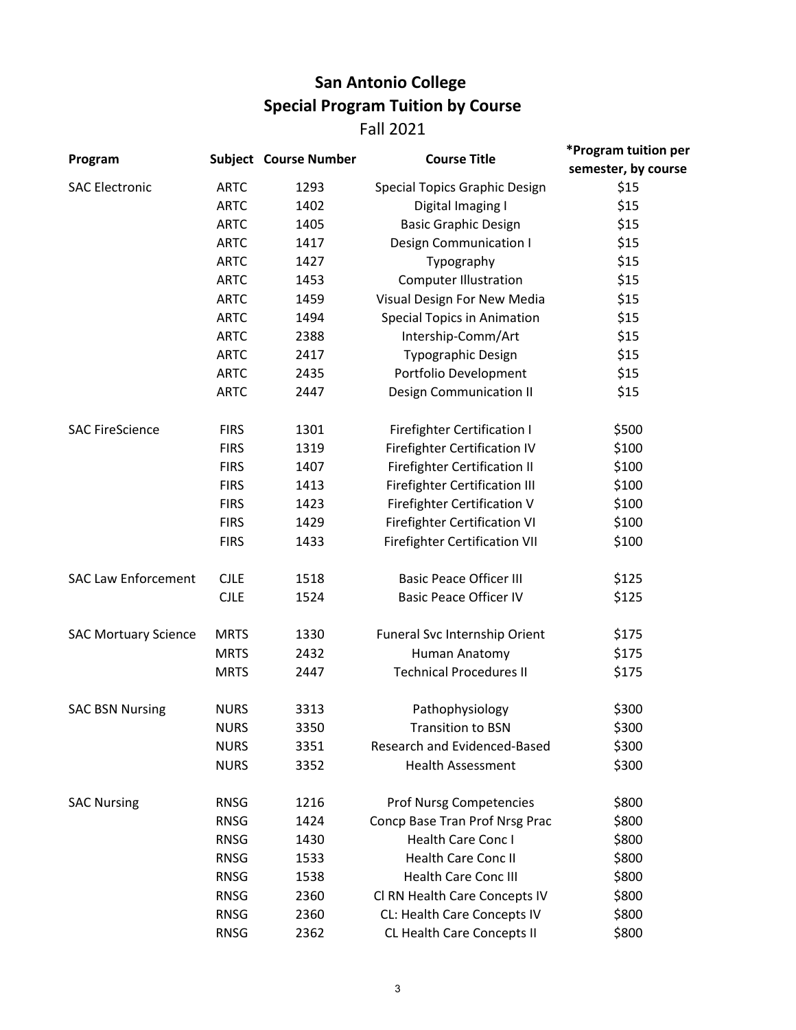# San Antonio College

## Special Program Tuition by Course

### Fall 2021

| Program | Subject | Course Number | Course Title | *Program tuition per semester, by course |
|---|---|---|---|---|
| SAC Electronic | ARTC | 1293 | Special Topics Graphic Design | $15 |
| | ARTC | 1402 | Digital Imaging I | $15 |
| | ARTC | 1405 | Basic Graphic Design | $15 |
| | ARTC | 1417 | Design Communication I | $15 |
| | ARTC | 1427 | Typography | $15 |
| | ARTC | 1453 | Computer Illustration | $15 |
| | ARTC | 1459 | Visual Design For New Media | $15 |
| | ARTC | 1494 | Special Topics in Animation | $15 |
| | ARTC | 2388 | Intership-Comm/Art | $15 |
| | ARTC | 2417 | Typographic Design | $15 |
| | ARTC | 2435 | Portfolio Development | $15 |
| | ARTC | 2447 | Design Communication II | $15 |
| SAC FireScience | FIRS | 1301 | Firefighter Certification I | $500 |
| | FIRS | 1319 | Firefighter Certification IV | $100 |
| | FIRS | 1407 | Firefighter Certification II | $100 |
| | FIRS | 1413 | Firefighter Certification III | $100 |
| | FIRS | 1423 | Firefighter Certification V | $100 |
| | FIRS | 1429 | Firefighter Certification VI | $100 |
| | FIRS | 1433 | Firefighter Certification VII | $100 |
| SAC Law Enforcement | CJLE | 1518 | Basic Peace Officer III | $125 |
| | CJLE | 1524 | Basic Peace Officer IV | $125 |
| SAC Mortuary Science | MRTS | 1330 | Funeral Svc Internship Orient | $175 |
| | MRTS | 2432 | Human Anatomy | $175 |
| | MRTS | 2447 | Technical Procedures II | $175 |
| SAC BSN Nursing | NURS | 3313 | Pathophysiology | $300 |
| | NURS | 3350 | Transition to BSN | $300 |
| | NURS | 3351 | Research and Evidenced-Based | $300 |
| | NURS | 3352 | Health Assessment | $300 |
| SAC Nursing | RNSG | 1216 | Prof Nursg Competencies | $800 |
| | RNSG | 1424 | Concp Base Tran Prof Nrsg Prac | $800 |
| | RNSG | 1430 | Health Care Conc I | $800 |
| | RNSG | 1533 | Health Care Conc II | $800 |
| | RNSG | 1538 | Health Care Conc III | $800 |
| | RNSG | 2360 | Cl RN Health Care Concepts IV | $800 |
| | RNSG | 2360 | CL: Health Care Concepts IV | $800 |
| | RNSG | 2362 | CL Health Care Concepts II | $800 |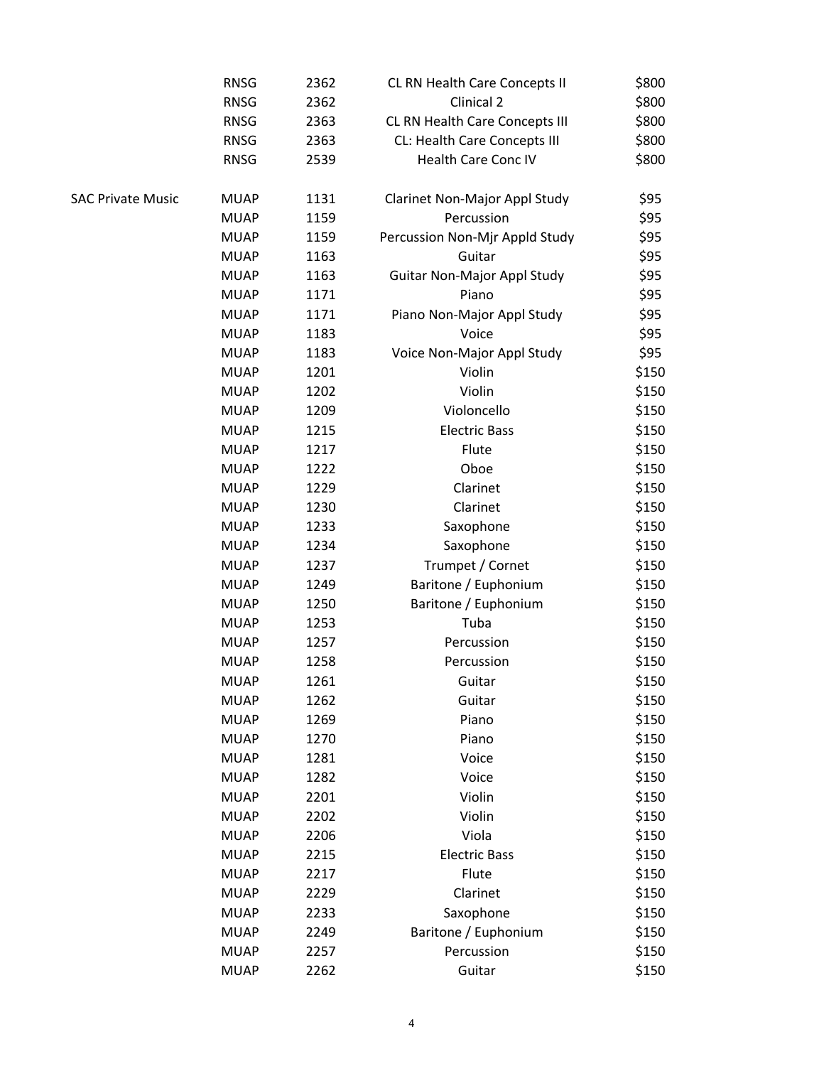| | | | | |
|---|---|---|---|---|
| | RNSG | 2362 | CL RN Health Care Concepts II | $800 |
| | RNSG | 2362 | Clinical 2 | $800 |
| | RNSG | 2363 | CL RN Health Care Concepts III | $800 |
| | RNSG | 2363 | CL: Health Care Concepts III | $800 |
| | RNSG | 2539 | Health Care Conc IV | $800 |
| SAC Private Music | MUAP | 1131 | Clarinet Non-Major Appl Study | $95 |
| | MUAP | 1159 | Percussion | $95 |
| | MUAP | 1159 | Percussion Non-Mjr Appld Study | $95 |
| | MUAP | 1163 | Guitar | $95 |
| | MUAP | 1163 | Guitar Non-Major Appl Study | $95 |
| | MUAP | 1171 | Piano | $95 |
| | MUAP | 1171 | Piano Non-Major Appl Study | $95 |
| | MUAP | 1183 | Voice | $95 |
| | MUAP | 1183 | Voice Non-Major Appl Study | $95 |
| | MUAP | 1201 | Violin | $150 |
| | MUAP | 1202 | Violin | $150 |
| | MUAP | 1209 | Violoncello | $150 |
| | MUAP | 1215 | Electric Bass | $150 |
| | MUAP | 1217 | Flute | $150 |
| | MUAP | 1222 | Oboe | $150 |
| | MUAP | 1229 | Clarinet | $150 |
| | MUAP | 1230 | Clarinet | $150 |
| | MUAP | 1233 | Saxophone | $150 |
| | MUAP | 1234 | Saxophone | $150 |
| | MUAP | 1237 | Trumpet / Cornet | $150 |
| | MUAP | 1249 | Baritone / Euphonium | $150 |
| | MUAP | 1250 | Baritone / Euphonium | $150 |
| | MUAP | 1253 | Tuba | $150 |
| | MUAP | 1257 | Percussion | $150 |
| | MUAP | 1258 | Percussion | $150 |
| | MUAP | 1261 | Guitar | $150 |
| | MUAP | 1262 | Guitar | $150 |
| | MUAP | 1269 | Piano | $150 |
| | MUAP | 1270 | Piano | $150 |
| | MUAP | 1281 | Voice | $150 |
| | MUAP | 1282 | Voice | $150 |
| | MUAP | 2201 | Violin | $150 |
| | MUAP | 2202 | Violin | $150 |
| | MUAP | 2206 | Viola | $150 |
| | MUAP | 2215 | Electric Bass | $150 |
| | MUAP | 2217 | Flute | $150 |
| | MUAP | 2229 | Clarinet | $150 |
| | MUAP | 2233 | Saxophone | $150 |
| | MUAP | 2249 | Baritone / Euphonium | $150 |
| | MUAP | 2257 | Percussion | $150 |
| | MUAP | 2262 | Guitar | $150 |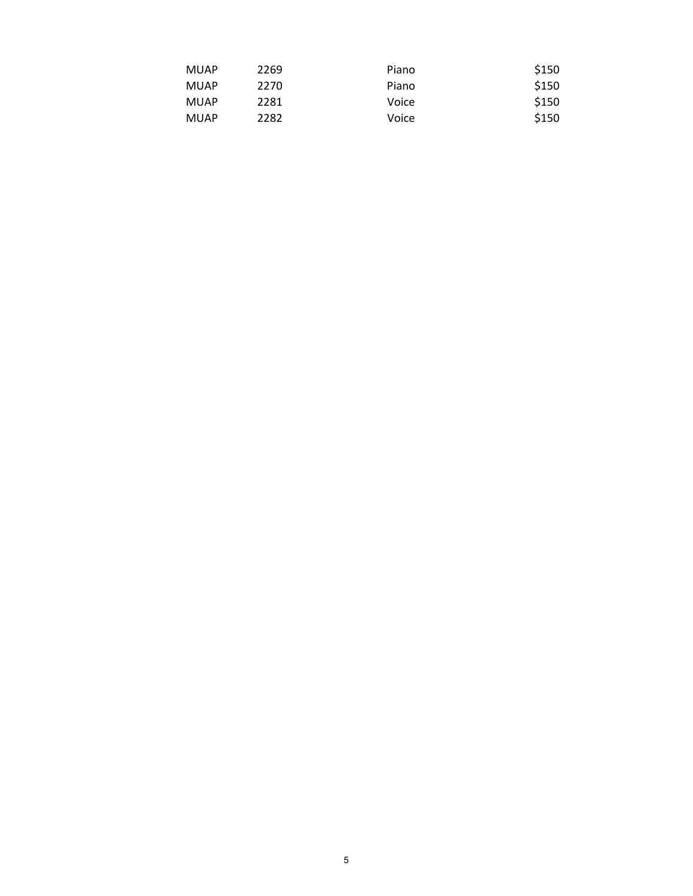| MUAP | 2269 | Piano | $150 |
|---|---|---|---|
| MUAP | 2270 | Piano | $150 |
| MUAP | 2281 | Voice | $150 |
| MUAP | 2282 | Voice | $150 |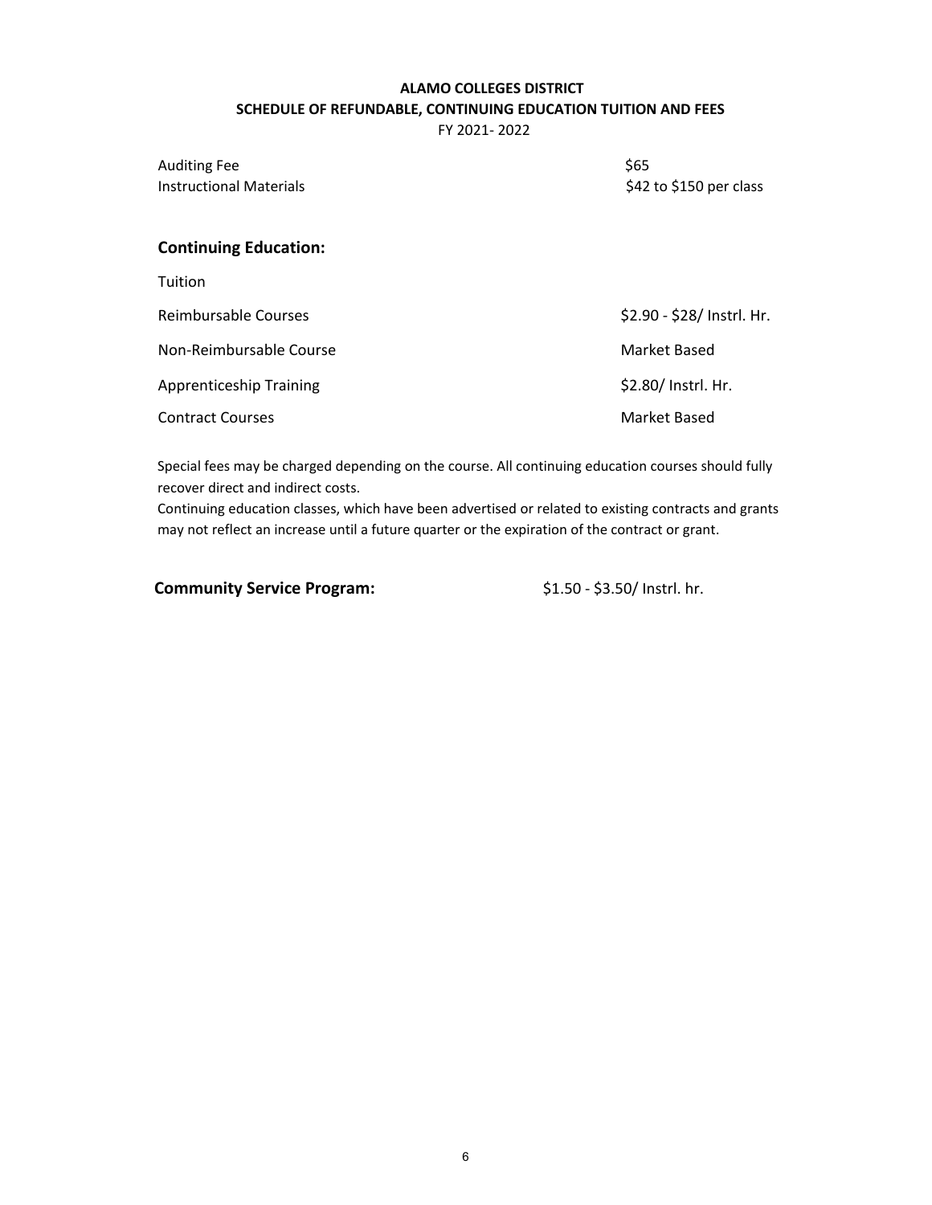**ALAMO COLLEGES DISTRICT**

**SCHEDULE OF REFUNDABLE, CONTINUING EDUCATION TUITION AND FEES**

FY 2021- 2022

| | |
|---|---|
| Auditing Fee | $65 |
| Instructional Materials | $42 to $150 per class |

## Continuing Education:

| | |
|---|---|
| Tuition | |
| Reimbursable Courses | $2.90 - $28/ Instrl. Hr. |
| Non-Reimbursable Course | Market Based |
| Apprenticeship Training | $2.80/ Instrl. Hr. |
| Contract Courses | Market Based |

Special fees may be charged depending on the course. All continuing education courses should fully recover direct and indirect costs.
Continuing education classes, which have been advertised or related to existing contracts and grants may not reflect an increase until a future quarter or the expiration of the contract or grant.

**Community Service Program:** $1.50 - $3.50/ Instrl. hr.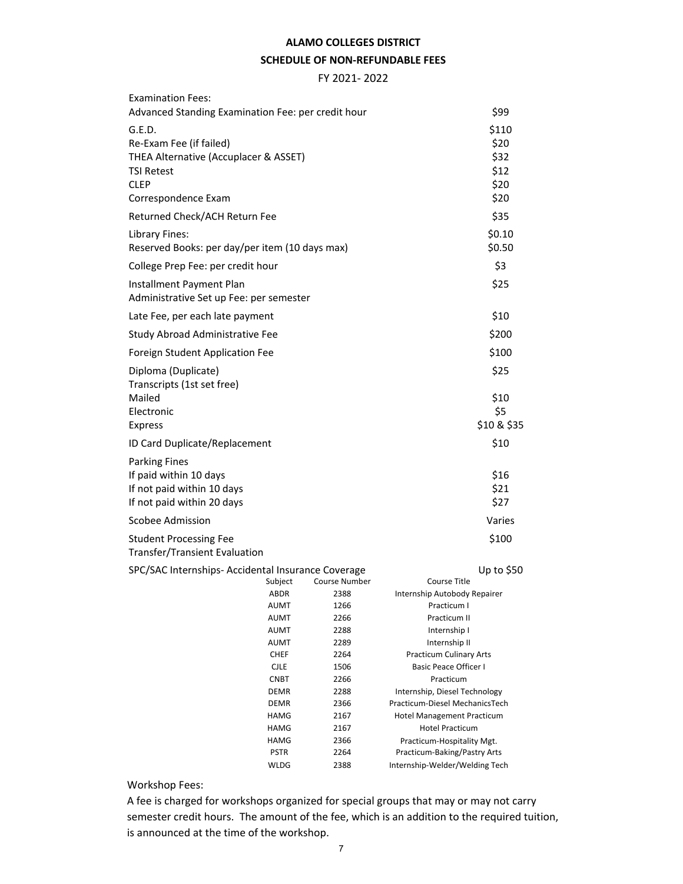**ALAMO COLLEGES DISTRICT**

**SCHEDULE OF NON-REFUNDABLE FEES**

FY 2021- 2022

| | |
|---|---|
| Examination Fees: | |
| Advanced Standing Examination Fee: per credit hour | $99 |
| G.E.D. | $110 |
| Re-Exam Fee (if failed) | $20 |
| THEA Alternative (Accuplacer & ASSET) | $32 |
| TSI Retest | $12 |
| CLEP | $20 |
| Correspondence Exam | $20 |
| Returned Check/ACH Return Fee | $35 |
| Library Fines: | $0.10 |
| Reserved Books: per day/per item (10 days max) | $0.50 |
| College Prep Fee: per credit hour | $3 |
| Installment Payment Plan<br>Administrative Set up Fee: per semester | $25 |
| Late Fee, per each late payment | $10 |
| Study Abroad Administrative Fee | $200 |
| Foreign Student Application Fee | $100 |
| Diploma (Duplicate) | $25 |
| Transcripts (1st set free) | |
| Mailed | $10 |
| Electronic | $5 |
| Express | $10 & $35 |
| ID Card Duplicate/Replacement | $10 |
| Parking Fines | |
| If paid within 10 days | $16 |
| If not paid within 10 days | $21 |
| If not paid within 20 days | $27 |
| Scobee Admission | Varies |
| Student Processing Fee<br>Transfer/Transient Evaluation | $100 |
| SPC/SAC Internships- Accidental Insurance Coverage | Up to $50 |

| Subject | Course Number | Course Title |
|---|---|---|
| ABDR | 2388 | Internship Autobody Repairer |
| AUMT | 1266 | Practicum I |
| AUMT | 2266 | Practicum II |
| AUMT | 2288 | Internship I |
| AUMT | 2289 | Internship II |
| CHEF | 2264 | Practicum Culinary Arts |
| CJLE | 1506 | Basic Peace Officer I |
| CNBT | 2266 | Practicum |
| DEMR | 2288 | Internship, Diesel Technology |
| DEMR | 2366 | Practicum-Diesel MechanicsTech |
| HAMG | 2167 | Hotel Management Practicum |
| HAMG | 2167 | Hotel Practicum |
| HAMG | 2366 | Practicum-Hospitality Mgt. |
| PSTR | 2264 | Practicum-Baking/Pastry Arts |
| WLDG | 2388 | Internship-Welder/Welding Tech |

Workshop Fees:

A fee is charged for workshops organized for special groups that may or may not carry semester credit hours. The amount of the fee, which is an addition to the required tuition, is announced at the time of the workshop.